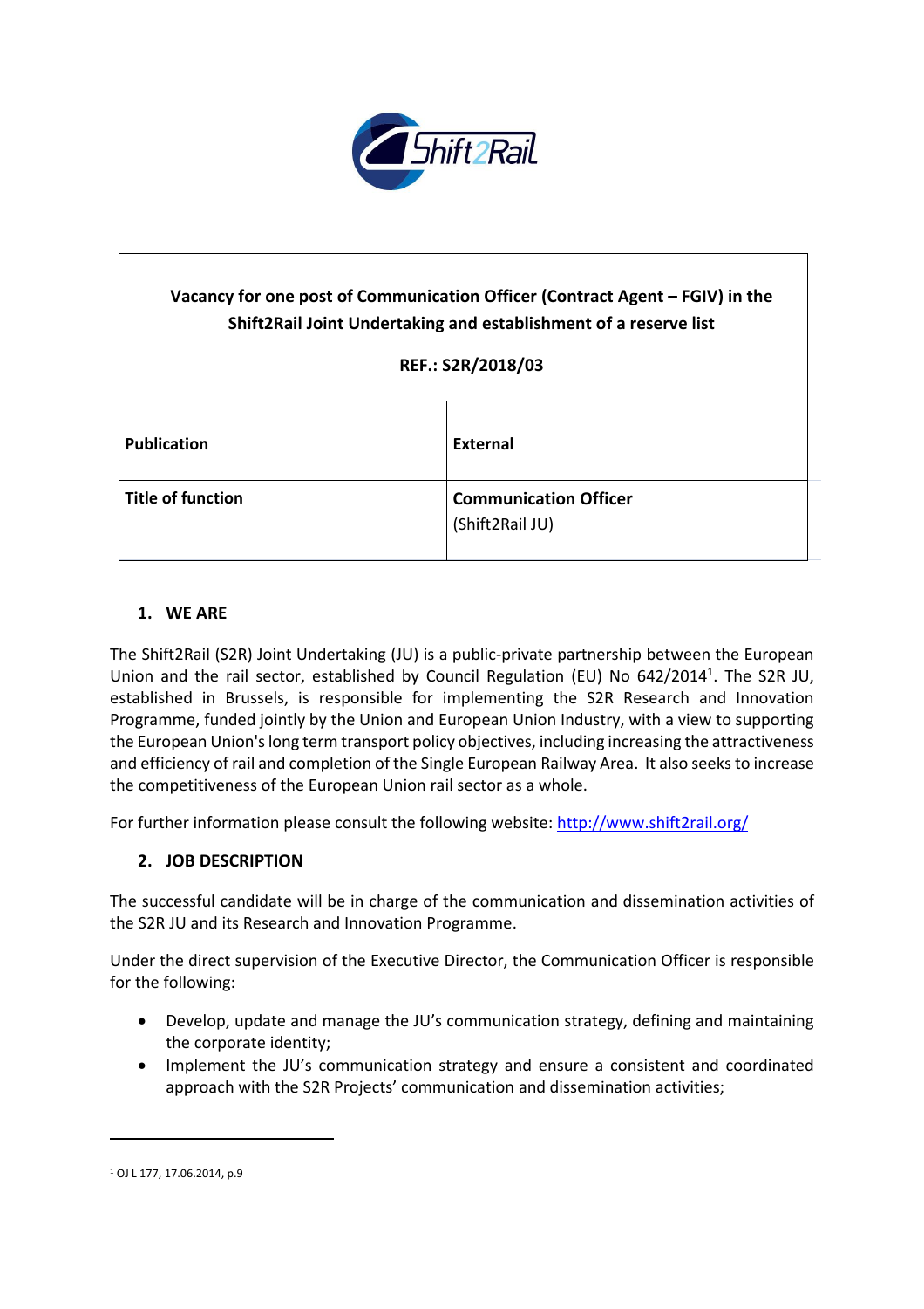| Vacancy for one post of Communication Officer (Contract Agent – FGIV) in the Shift2Rail Joint Undertaking and establishment of a reserve list<br><br>REF.: S2R/2018/03 | |
|---|---|
| **Publication** | **External** |
| **Title of function** | **Communication Officer** (Shift2Rail JU) |

## 1. WE ARE

The Shift2Rail (S2R) Joint Undertaking (JU) is a public-private partnership between the European Union and the rail sector, established by Council Regulation (EU) No 642/2014[1]. The S2R JU, established in Brussels, is responsible for implementing the S2R Research and Innovation Programme, funded jointly by the Union and European Union Industry, with a view to supporting the European Union's long term transport policy objectives, including increasing the attractiveness and efficiency of rail and completion of the Single European Railway Area. It also seeks to increase the competitiveness of the European Union rail sector as a whole.

For further information please consult the following website: [http://www.shift2rail.org/](http://www.shift2rail.org/)

## 2. JOB DESCRIPTION

The successful candidate will be in charge of the communication and dissemination activities of the S2R JU and its Research and Innovation Programme.

Under the direct supervision of the Executive Director, the Communication Officer is responsible for the following:

- Develop, update and manage the JU's communication strategy, defining and maintaining the corporate identity;
- Implement the JU's communication strategy and ensure a consistent and coordinated approach with the S2R Projects' communication and dissemination activities;

[1] OJ L 177, 17.06.2014, p.9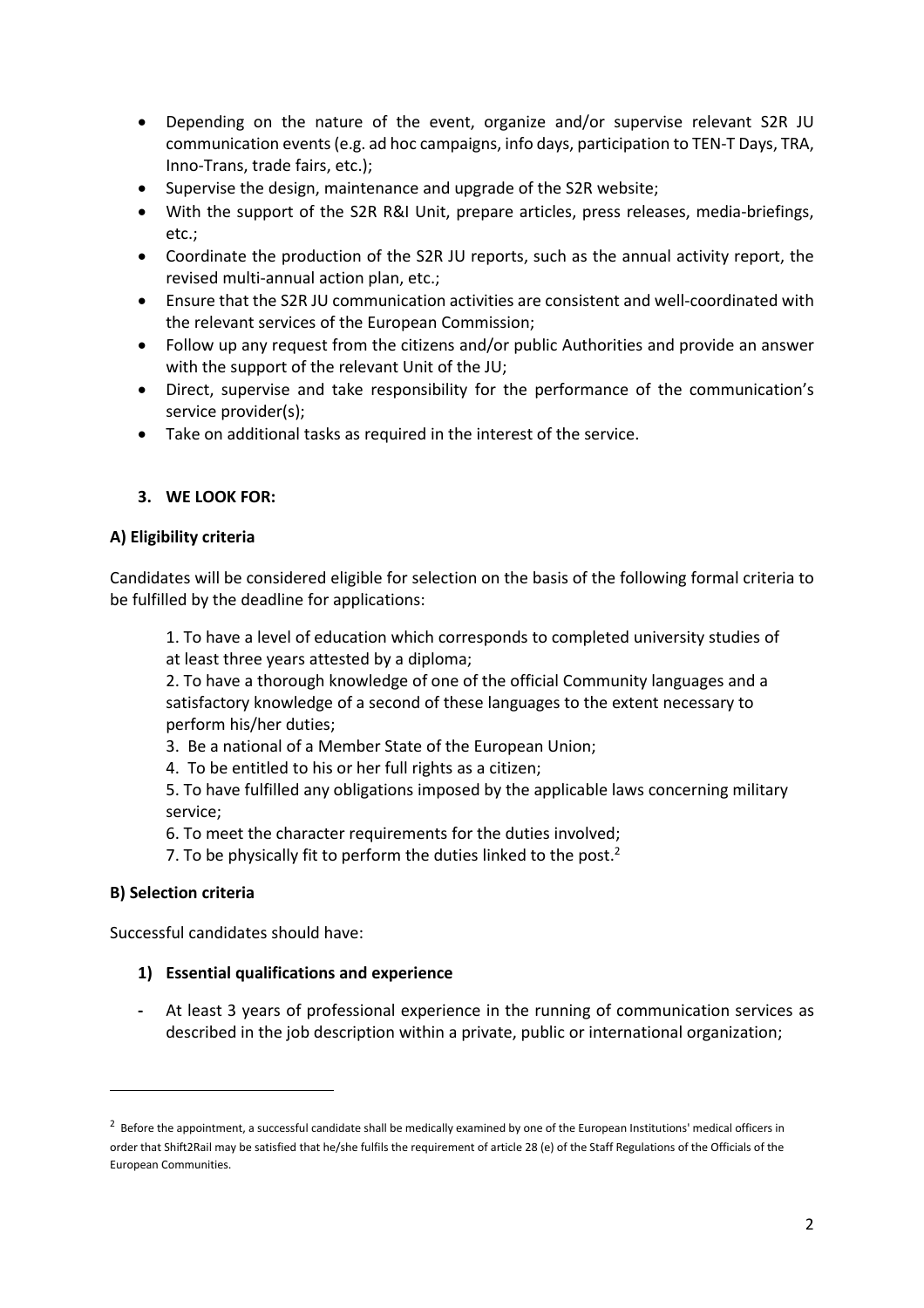- Depending on the nature of the event, organize and/or supervise relevant S2R JU communication events (e.g. ad hoc campaigns, info days, participation to TEN-T Days, TRA, Inno-Trans, trade fairs, etc.);
- Supervise the design, maintenance and upgrade of the S2R website;
- With the support of the S2R R&I Unit, prepare articles, press releases, media-briefings, etc.;
- Coordinate the production of the S2R JU reports, such as the annual activity report, the revised multi-annual action plan, etc.;
- Ensure that the S2R JU communication activities are consistent and well-coordinated with the relevant services of the European Commission;
- Follow up any request from the citizens and/or public Authorities and provide an answer with the support of the relevant Unit of the JU;
- Direct, supervise and take responsibility for the performance of the communication's service provider(s);
- Take on additional tasks as required in the interest of the service.

## 3. WE LOOK FOR:

### A) Eligibility criteria

Candidates will be considered eligible for selection on the basis of the following formal criteria to be fulfilled by the deadline for applications:

1. To have a level of education which corresponds to completed university studies of at least three years attested by a diploma;
2. To have a thorough knowledge of one of the official Community languages and a satisfactory knowledge of a second of these languages to the extent necessary to perform his/her duties;
3. Be a national of a Member State of the European Union;
4. To be entitled to his or her full rights as a citizen;
5. To have fulfilled any obligations imposed by the applicable laws concerning military service;
6. To meet the character requirements for the duties involved;
7. To be physically fit to perform the duties linked to the post.[2]

### B) Selection criteria

Successful candidates should have:

#### 1) Essential qualifications and experience

- At least 3 years of professional experience in the running of communication services as described in the job description within a private, public or international organization;

[2] Before the appointment, a successful candidate shall be medically examined by one of the European Institutions' medical officers in order that Shift2Rail may be satisfied that he/she fulfils the requirement of article 28 (e) of the Staff Regulations of the Officials of the European Communities.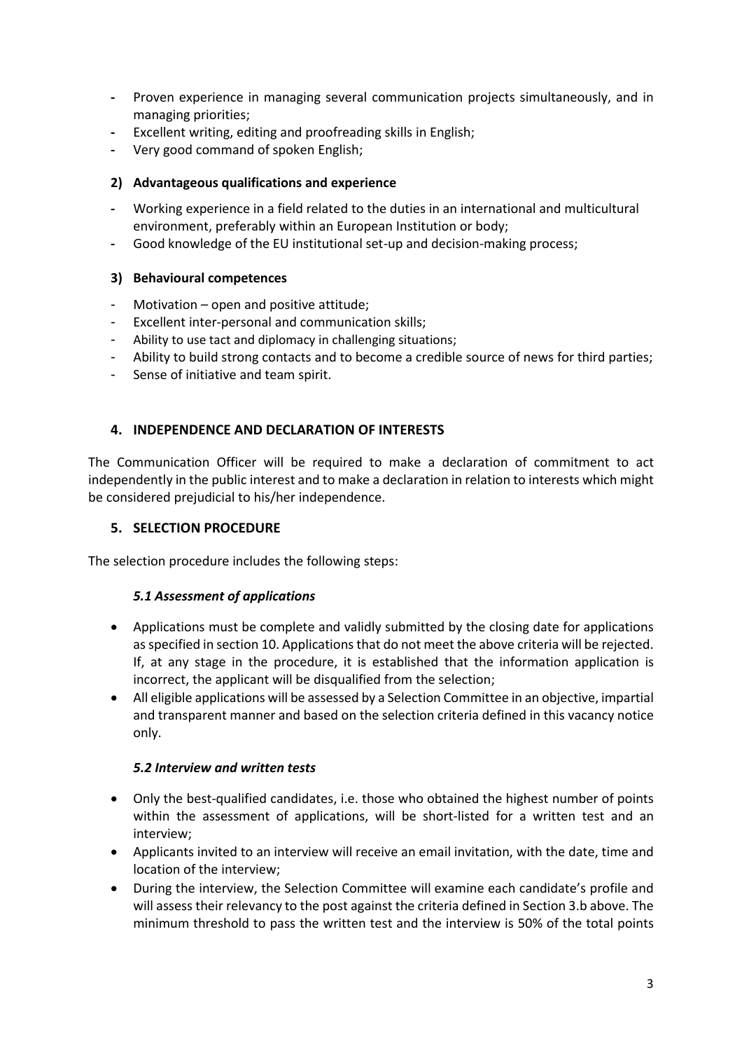- Proven experience in managing several communication projects simultaneously, and in managing priorities;
- Excellent writing, editing and proofreading skills in English;
- Very good command of spoken English;

### 2) Advantageous qualifications and experience

- Working experience in a field related to the duties in an international and multicultural environment, preferably within an European Institution or body;
- Good knowledge of the EU institutional set-up and decision-making process;

### 3) Behavioural competences

- Motivation – open and positive attitude;
- Excellent inter-personal and communication skills;
- Ability to use tact and diplomacy in challenging situations;
- Ability to build strong contacts and to become a credible source of news for third parties;
- Sense of initiative and team spirit.

## 4. INDEPENDENCE AND DECLARATION OF INTERESTS

The Communication Officer will be required to make a declaration of commitment to act independently in the public interest and to make a declaration in relation to interests which might be considered prejudicial to his/her independence.

## 5. SELECTION PROCEDURE

The selection procedure includes the following steps:

### *5.1 Assessment of applications*

- Applications must be complete and validly submitted by the closing date for applications as specified in section 10. Applications that do not meet the above criteria will be rejected. If, at any stage in the procedure, it is established that the information application is incorrect, the applicant will be disqualified from the selection;
- All eligible applications will be assessed by a Selection Committee in an objective, impartial and transparent manner and based on the selection criteria defined in this vacancy notice only.

### *5.2 Interview and written tests*

- Only the best-qualified candidates, i.e. those who obtained the highest number of points within the assessment of applications, will be short-listed for a written test and an interview;
- Applicants invited to an interview will receive an email invitation, with the date, time and location of the interview;
- During the interview, the Selection Committee will examine each candidate's profile and will assess their relevancy to the post against the criteria defined in Section 3.b above. The minimum threshold to pass the written test and the interview is 50% of the total points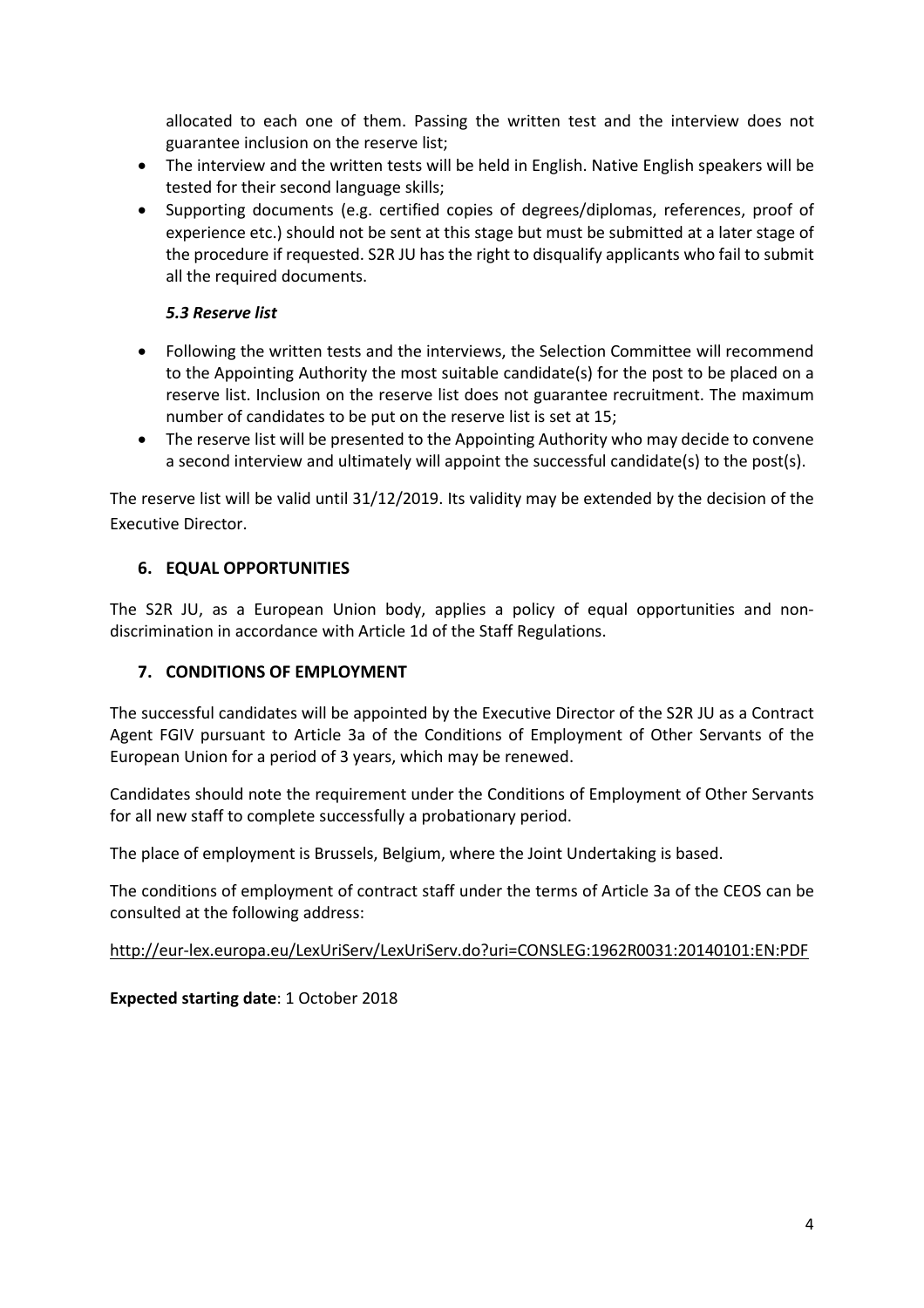allocated to each one of them. Passing the written test and the interview does not guarantee inclusion on the reserve list;

- The interview and the written tests will be held in English. Native English speakers will be tested for their second language skills;
- Supporting documents (e.g. certified copies of degrees/diplomas, references, proof of experience etc.) should not be sent at this stage but must be submitted at a later stage of the procedure if requested. S2R JU has the right to disqualify applicants who fail to submit all the required documents.

### *5.3 Reserve list*

- Following the written tests and the interviews, the Selection Committee will recommend to the Appointing Authority the most suitable candidate(s) for the post to be placed on a reserve list. Inclusion on the reserve list does not guarantee recruitment. The maximum number of candidates to be put on the reserve list is set at 15;
- The reserve list will be presented to the Appointing Authority who may decide to convene a second interview and ultimately will appoint the successful candidate(s) to the post(s).

The reserve list will be valid until 31/12/2019. Its validity may be extended by the decision of the Executive Director.

## 6. EQUAL OPPORTUNITIES

The S2R JU, as a European Union body, applies a policy of equal opportunities and non-discrimination in accordance with Article 1d of the Staff Regulations.

## 7. CONDITIONS OF EMPLOYMENT

The successful candidates will be appointed by the Executive Director of the S2R JU as a Contract Agent FGIV pursuant to Article 3a of the Conditions of Employment of Other Servants of the European Union for a period of 3 years, which may be renewed.

Candidates should note the requirement under the Conditions of Employment of Other Servants for all new staff to complete successfully a probationary period.

The place of employment is Brussels, Belgium, where the Joint Undertaking is based.

The conditions of employment of contract staff under the terms of Article 3a of the CEOS can be consulted at the following address:

http://eur-lex.europa.eu/LexUriServ/LexUriServ.do?uri=CONSLEG:1962R0031:20140101:EN:PDF

**Expected starting date**: 1 October 2018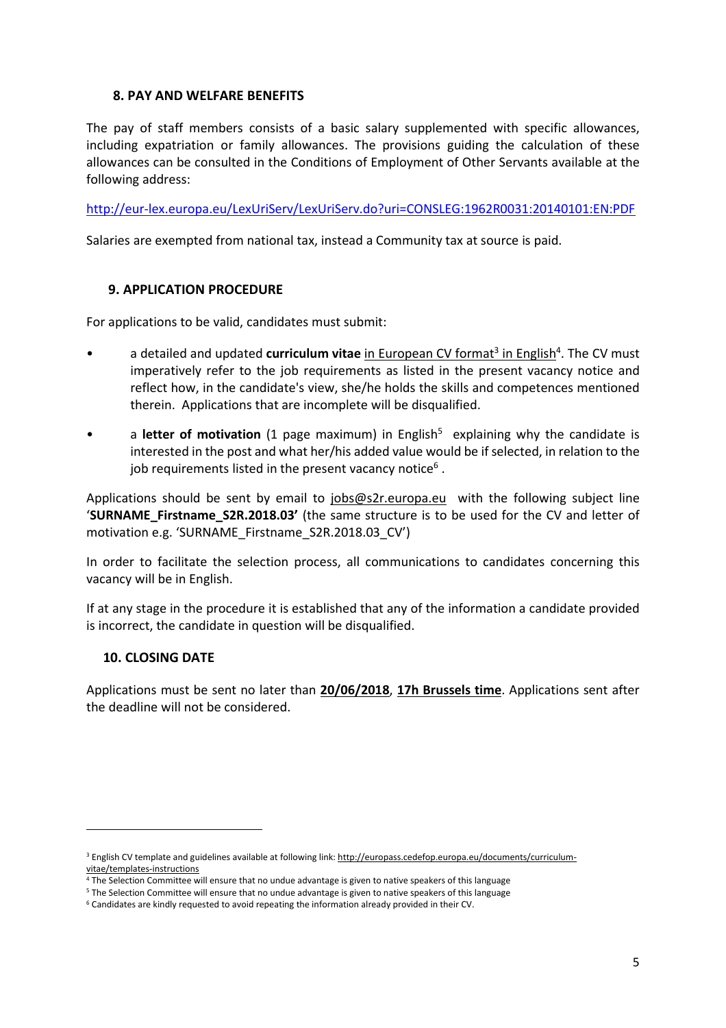## 8. PAY AND WELFARE BENEFITS

The pay of staff members consists of a basic salary supplemented with specific allowances, including expatriation or family allowances. The provisions guiding the calculation of these allowances can be consulted in the Conditions of Employment of Other Servants available at the following address:

http://eur-lex.europa.eu/LexUriServ/LexUriServ.do?uri=CONSLEG:1962R0031:20140101:EN:PDF

Salaries are exempted from national tax, instead a Community tax at source is paid.

## 9. APPLICATION PROCEDURE

For applications to be valid, candidates must submit:

- a detailed and updated **curriculum vitae** in European CV format[3] in English[4]. The CV must imperatively refer to the job requirements as listed in the present vacancy notice and reflect how, in the candidate's view, she/he holds the skills and competences mentioned therein. Applications that are incomplete will be disqualified.
- a **letter of motivation** (1 page maximum) in English[5] explaining why the candidate is interested in the post and what her/his added value would be if selected, in relation to the job requirements listed in the present vacancy notice[6].

Applications should be sent by email to jobs@s2r.europa.eu with the following subject line '**SURNAME_Firstname_S2R.2018.03'** (the same structure is to be used for the CV and letter of motivation e.g. 'SURNAME_Firstname_S2R.2018.03_CV')

In order to facilitate the selection process, all communications to candidates concerning this vacancy will be in English.

If at any stage in the procedure it is established that any of the information a candidate provided is incorrect, the candidate in question will be disqualified.

## 10. CLOSING DATE

Applications must be sent no later than **20/06/2018**, **17h Brussels time**. Applications sent after the deadline will not be considered.

---

[3] English CV template and guidelines available at following link: http://europass.cedefop.europa.eu/documents/curriculum-vitae/templates-instructions

[4] The Selection Committee will ensure that no undue advantage is given to native speakers of this language

[5] The Selection Committee will ensure that no undue advantage is given to native speakers of this language

[6] Candidates are kindly requested to avoid repeating the information already provided in their CV.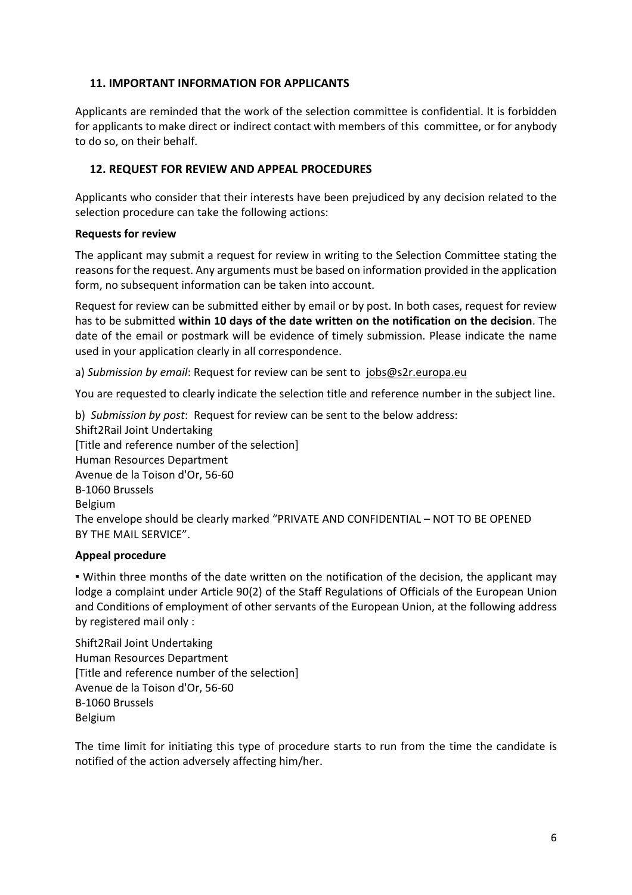## 11. IMPORTANT INFORMATION FOR APPLICANTS

Applicants are reminded that the work of the selection committee is confidential. It is forbidden for applicants to make direct or indirect contact with members of this committee, or for anybody to do so, on their behalf.

## 12. REQUEST FOR REVIEW AND APPEAL PROCEDURES

Applicants who consider that their interests have been prejudiced by any decision related to the selection procedure can take the following actions:

**Requests for review**

The applicant may submit a request for review in writing to the Selection Committee stating the reasons for the request. Any arguments must be based on information provided in the application form, no subsequent information can be taken into account.

Request for review can be submitted either by email or by post. In both cases, request for review has to be submitted **within 10 days of the date written on the notification on the decision**. The date of the email or postmark will be evidence of timely submission. Please indicate the name used in your application clearly in all correspondence.

a) *Submission by email*: Request for review can be sent to jobs@s2r.europa.eu

You are requested to clearly indicate the selection title and reference number in the subject line.

b) *Submission by post*: Request for review can be sent to the below address:
Shift2Rail Joint Undertaking
[Title and reference number of the selection]
Human Resources Department
Avenue de la Toison d'Or, 56-60
B-1060 Brussels
Belgium
The envelope should be clearly marked "PRIVATE AND CONFIDENTIAL – NOT TO BE OPENED BY THE MAIL SERVICE".

**Appeal procedure**

▪ Within three months of the date written on the notification of the decision, the applicant may lodge a complaint under Article 90(2) of the Staff Regulations of Officials of the European Union and Conditions of employment of other servants of the European Union, at the following address by registered mail only :

Shift2Rail Joint Undertaking
Human Resources Department
[Title and reference number of the selection]
Avenue de la Toison d'Or, 56-60
B-1060 Brussels
Belgium

The time limit for initiating this type of procedure starts to run from the time the candidate is notified of the action adversely affecting him/her.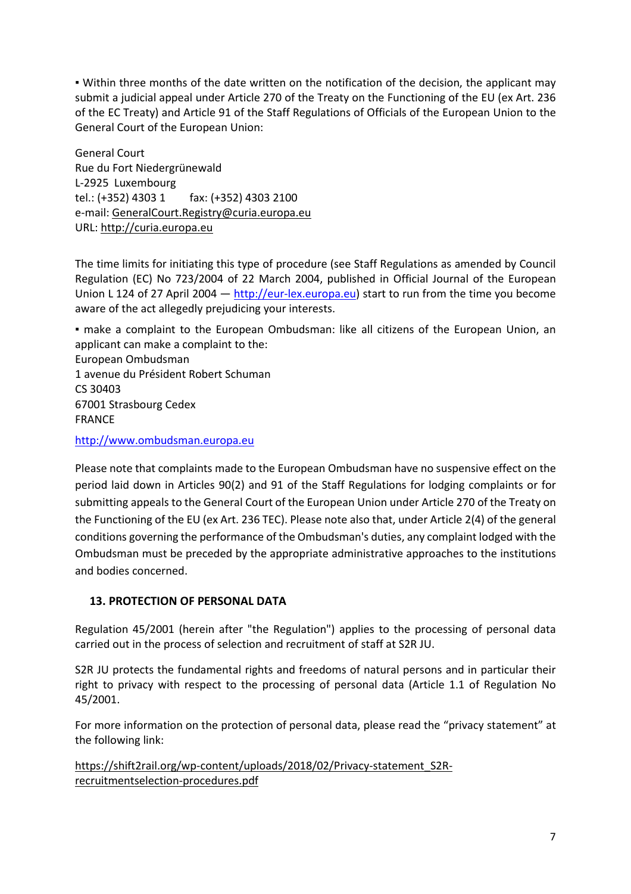▪ Within three months of the date written on the notification of the decision, the applicant may submit a judicial appeal under Article 270 of the Treaty on the Functioning of the EU (ex Art. 236 of the EC Treaty) and Article 91 of the Staff Regulations of Officials of the European Union to the General Court of the European Union:

General Court
Rue du Fort Niedergrünewald
L-2925 Luxembourg
tel.: (+352) 4303 1 fax: (+352) 4303 2100
e-mail: GeneralCourt.Registry@curia.europa.eu
URL: http://curia.europa.eu

The time limits for initiating this type of procedure (see Staff Regulations as amended by Council Regulation (EC) No 723/2004 of 22 March 2004, published in Official Journal of the European Union L 124 of 27 April 2004 — http://eur-lex.europa.eu) start to run from the time you become aware of the act allegedly prejudicing your interests.

▪ make a complaint to the European Ombudsman: like all citizens of the European Union, an applicant can make a complaint to the:
European Ombudsman
1 avenue du Président Robert Schuman
CS 30403
67001 Strasbourg Cedex
FRANCE

http://www.ombudsman.europa.eu

Please note that complaints made to the European Ombudsman have no suspensive effect on the period laid down in Articles 90(2) and 91 of the Staff Regulations for lodging complaints or for submitting appeals to the General Court of the European Union under Article 270 of the Treaty on the Functioning of the EU (ex Art. 236 TEC). Please note also that, under Article 2(4) of the general conditions governing the performance of the Ombudsman's duties, any complaint lodged with the Ombudsman must be preceded by the appropriate administrative approaches to the institutions and bodies concerned.

## 13. PROTECTION OF PERSONAL DATA

Regulation 45/2001 (herein after "the Regulation") applies to the processing of personal data carried out in the process of selection and recruitment of staff at S2R JU.

S2R JU protects the fundamental rights and freedoms of natural persons and in particular their right to privacy with respect to the processing of personal data (Article 1.1 of Regulation No 45/2001.

For more information on the protection of personal data, please read the "privacy statement" at the following link:

https://shift2rail.org/wp-content/uploads/2018/02/Privacy-statement_S2R-recruitmentselection-procedures.pdf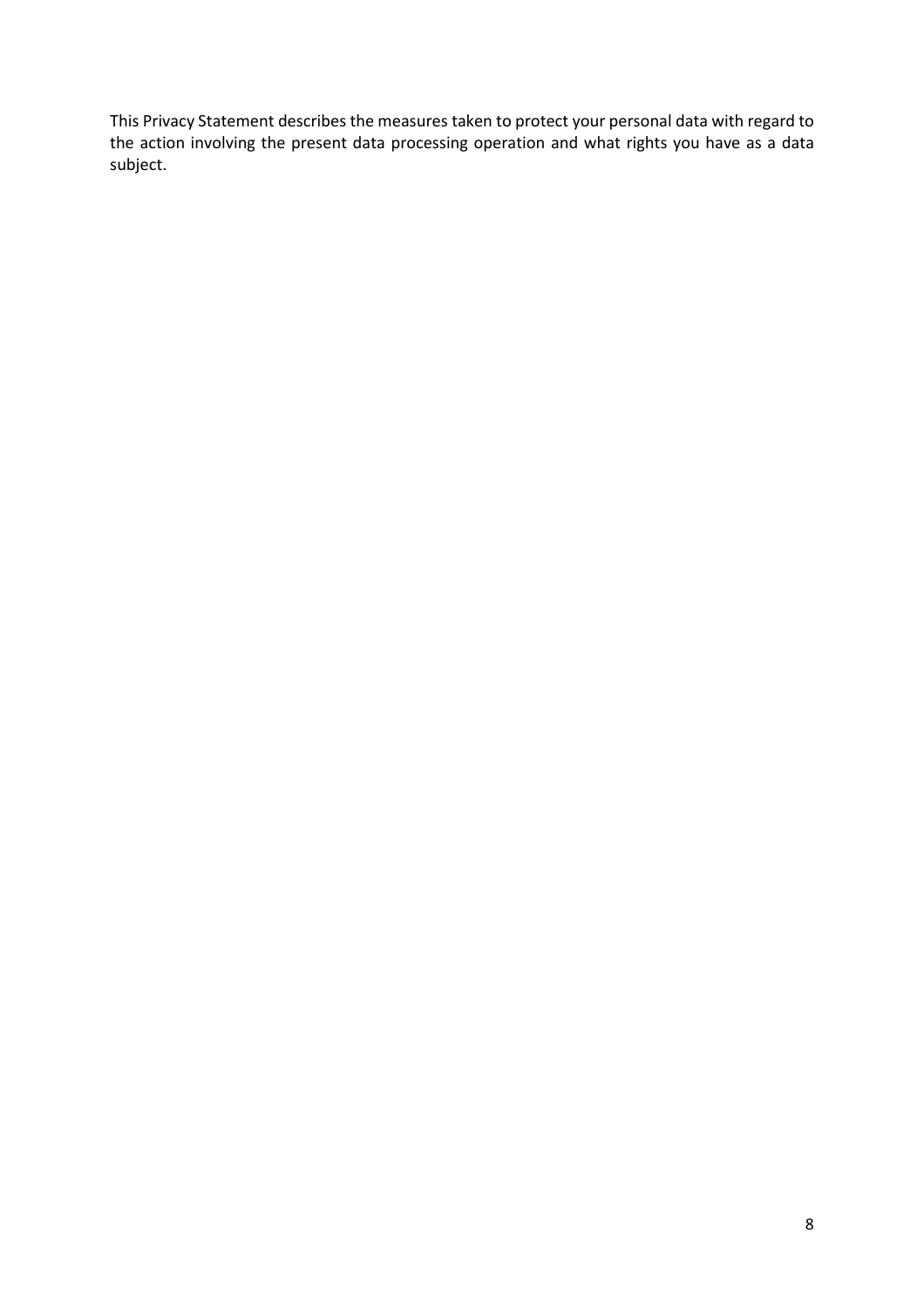This Privacy Statement describes the measures taken to protect your personal data with regard to the action involving the present data processing operation and what rights you have as a data subject.